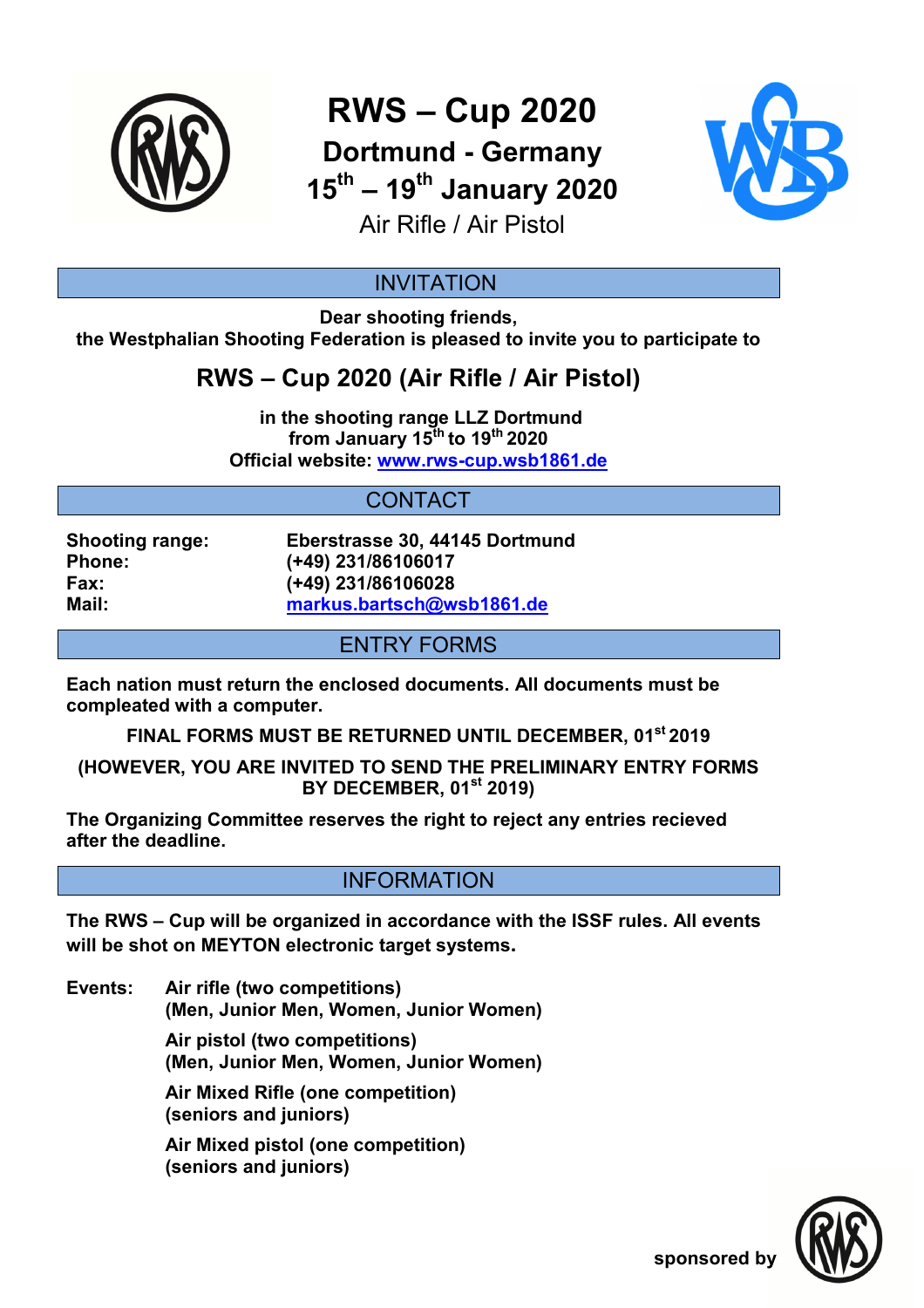# RWS – Cup 2020

## Dortmund - Germany

## 15th – 19th January 2020

Air Rifle / Air Pistol

## INVITATION

**Dear shooting friends,**
**the Westphalian Shooting Federation is pleased to invite you to participate to**

## RWS – Cup 2020 (Air Rifle / Air Pistol)

**in the shooting range LLZ Dortmund**
**from January 15th to 19th 2020**
**Official website: [www.rws-cup.wsb1861.de](http://www.rws-cup.wsb1861.de)**

## CONTACT

| | |
|---|---|
| **Shooting range:** | **Eberstrasse 30, 44145 Dortmund** |
| **Phone:** | **(+49) 231/86106017** |
| **Fax:** | **(+49) 231/86106028** |
| **Mail:** | **[markus.bartsch@wsb1861.de](mailto:markus.bartsch@wsb1861.de)** |

## ENTRY FORMS

**Each nation must return the enclosed documents. All documents must be compleated with a computer.**

**FINAL FORMS MUST BE RETURNED UNTIL DECEMBER, 01st 2019**

**(HOWEVER, YOU ARE INVITED TO SEND THE PRELIMINARY ENTRY FORMS BY DECEMBER, 01st 2019)**

**The Organizing Committee reserves the right to reject any entries recieved after the deadline.**

## INFORMATION

**The RWS – Cup will be organized in accordance with the ISSF rules. All events will be shot on MEYTON electronic target systems.**

**Events:**

- **Air rifle (two competitions)**
  **(Men, Junior Men, Women, Junior Women)**
- **Air pistol (two competitions)**
  **(Men, Junior Men, Women, Junior Women)**
- **Air Mixed Rifle (one competition)**
  **(seniors and juniors)**
- **Air Mixed pistol (one competition)**
  **(seniors and juniors)**

**sponsored by**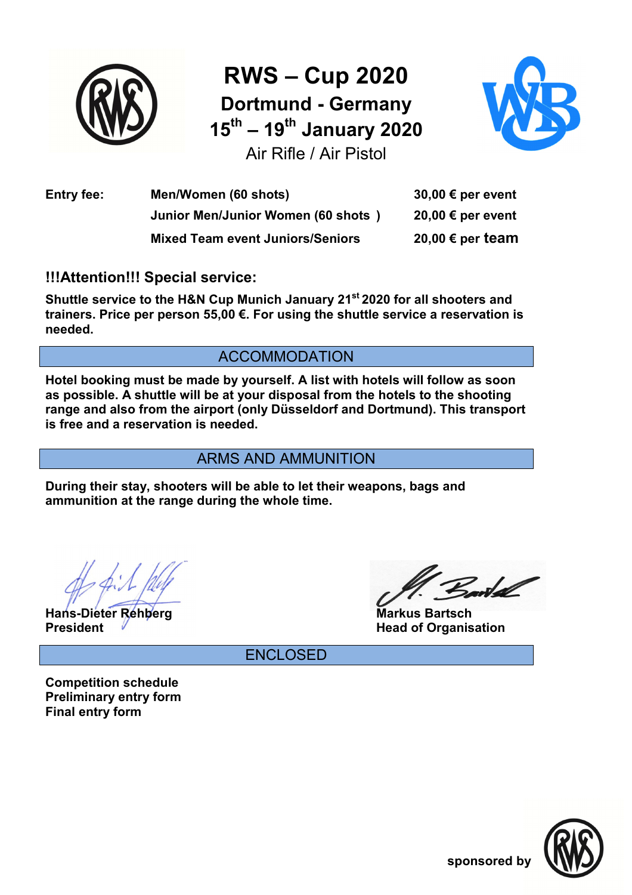# RWS – Cup 2020

## Dortmund - Germany

## 15th – 19th January 2020

Air Rifle / Air Pistol

| | | |
|---|---|---|
| **Entry fee:** | **Men/Women (60 shots)** | **30,00 € per event** |
| | **Junior Men/Junior Women (60 shots )** | **20,00 € per event** |
| | **Mixed Team event Juniors/Seniors** | **20,00 € per team** |

## !!!Attention!!! Special service:

**Shuttle service to the H&N Cup Munich January 21st 2020 for all shooters and trainers. Price per person 55,00 €. For using the shuttle service a reservation is needed.**

## ACCOMMODATION

**Hotel booking must be made by yourself. A list with hotels will follow as soon as possible. A shuttle will be at your disposal from the hotels to the shooting range and also from the airport (only Düsseldorf and Dortmund). This transport is free and a reservation is needed.**

## ARMS AND AMMUNITION

**During their stay, shooters will be able to let their weapons, bags and ammunition at the range during the whole time.**

**Hans-Dieter Rehberg**
**President**

**Markus Bartsch**
**Head of Organisation**

## ENCLOSED

**Competition schedule**
**Preliminary entry form**
**Final entry form**

**sponsored by**